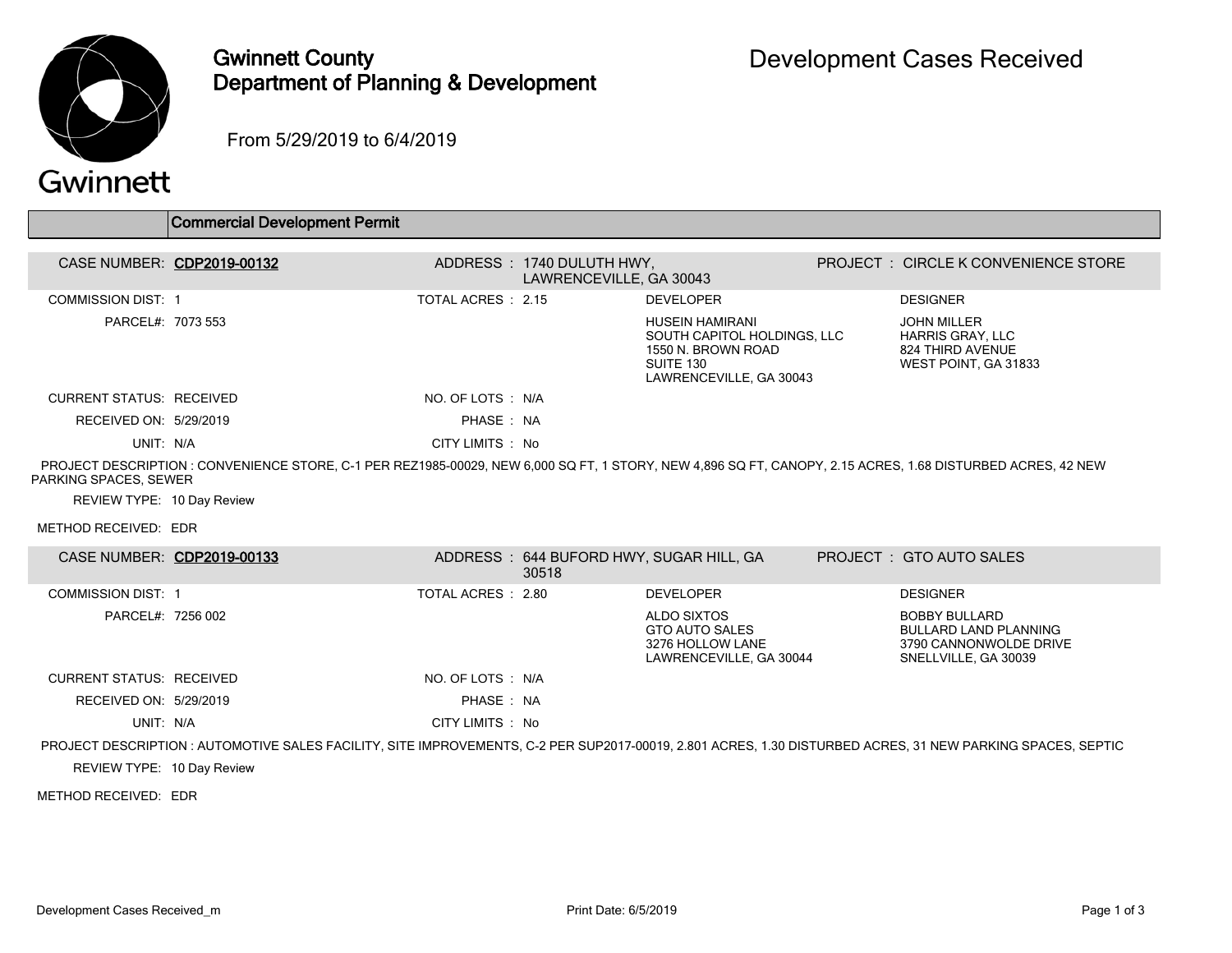# Gwinnett County Department of Planning & Development

## Development Cases Received

From 5/29/2019 to 6/4/2019

### Commercial Development Permit

**CASE NUMBER:** CDP2019-00132
**ADDRESS:** 1740 DULUTH HWY, LAWRENCEVILLE, GA 30043
**PROJECT:** CIRCLE K CONVENIENCE STORE

COMMISSION DIST: 1
TOTAL ACRES: 2.15
PARCEL#: 7073 553

**DEVELOPER**
HUSEIN HAMIRANI
SOUTH CAPITOL HOLDINGS, LLC
1550 N. BROWN ROAD
SUITE 130
LAWRENCEVILLE, GA 30043

**DESIGNER**
JOHN MILLER
HARRIS GRAY, LLC
824 THIRD AVENUE
WEST POINT, GA 31833

CURRENT STATUS: RECEIVED
NO. OF LOTS: N/A
RECEIVED ON: 5/29/2019
PHASE: NA
UNIT: N/A
CITY LIMITS: No

PROJECT DESCRIPTION : CONVENIENCE STORE, C-1 PER REZ1985-00029, NEW 6,000 SQ FT, 1 STORY, NEW 4,896 SQ FT, CANOPY, 2.15 ACRES, 1.68 DISTURBED ACRES, 42 NEW PARKING SPACES, SEWER

REVIEW TYPE: 10 Day Review

METHOD RECEIVED: EDR

---

**CASE NUMBER:** CDP2019-00133
**ADDRESS:** 644 BUFORD HWY, SUGAR HILL, GA 30518
**PROJECT:** GTO AUTO SALES

COMMISSION DIST: 1
TOTAL ACRES: 2.80
PARCEL#: 7256 002

**DEVELOPER**
ALDO SIXTOS
GTO AUTO SALES
3276 HOLLOW LANE
LAWRENCEVILLE, GA 30044

**DESIGNER**
BOBBY BULLARD
BULLARD LAND PLANNING
3790 CANNONWOLDE DRIVE
SNELLVILLE, GA 30039

CURRENT STATUS: RECEIVED
NO. OF LOTS: N/A
RECEIVED ON: 5/29/2019
PHASE: NA
UNIT: N/A
CITY LIMITS: No

PROJECT DESCRIPTION : AUTOMOTIVE SALES FACILITY, SITE IMPROVEMENTS, C-2 PER SUP2017-00019, 2.801 ACRES, 1.30 DISTURBED ACRES, 31 NEW PARKING SPACES, SEPTIC

REVIEW TYPE: 10 Day Review

METHOD RECEIVED: EDR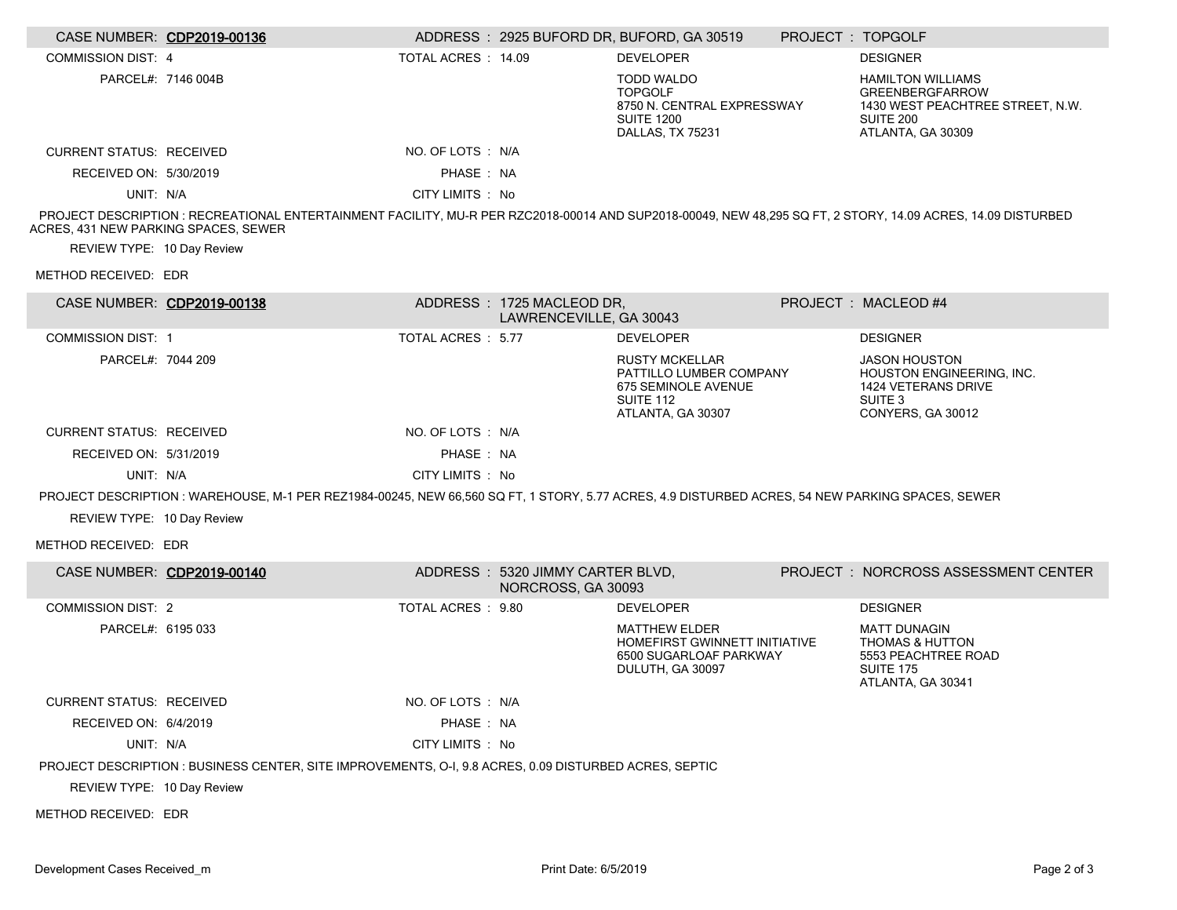**CASE NUMBER: CDP2019-00136** | ADDRESS : 2925 BUFORD DR, BUFORD, GA 30519 | PROJECT : TOPGOLF

COMMISSION DIST: 4

TOTAL ACRES : 14.09

PARCEL#: 7146 004B

DEVELOPER:
TODD WALDO
TOPGOLF
8750 N. CENTRAL EXPRESSWAY
SUITE 1200
DALLAS, TX 75231

DESIGNER:
HAMILTON WILLIAMS
GREENBERGFARROW
1430 WEST PEACHTREE STREET, N.W.
SUITE 200
ATLANTA, GA 30309

CURRENT STATUS: RECEIVED

NO. OF LOTS : N/A

RECEIVED ON: 5/30/2019

PHASE : NA

UNIT: N/A

CITY LIMITS : No

PROJECT DESCRIPTION : RECREATIONAL ENTERTAINMENT FACILITY, MU-R PER RZC2018-00014 AND SUP2018-00049, NEW 48,295 SQ FT, 2 STORY, 14.09 ACRES, 14.09 DISTURBED ACRES, 431 NEW PARKING SPACES, SEWER

REVIEW TYPE: 10 Day Review

METHOD RECEIVED: EDR

---

**CASE NUMBER: CDP2019-00138** | ADDRESS : 1725 MACLEOD DR, LAWRENCEVILLE, GA 30043 | PROJECT : MACLEOD #4

COMMISSION DIST: 1

TOTAL ACRES : 5.77

PARCEL#: 7044 209

DEVELOPER:
RUSTY MCKELLAR
PATTILLO LUMBER COMPANY
675 SEMINOLE AVENUE
SUITE 112
ATLANTA, GA 30307

DESIGNER:
JASON HOUSTON
HOUSTON ENGINEERING, INC.
1424 VETERANS DRIVE
SUITE 3
CONYERS, GA 30012

CURRENT STATUS: RECEIVED

NO. OF LOTS : N/A

RECEIVED ON: 5/31/2019

PHASE : NA

UNIT: N/A

CITY LIMITS : No

PROJECT DESCRIPTION : WAREHOUSE, M-1 PER REZ1984-00245, NEW 66,560 SQ FT, 1 STORY, 5.77 ACRES, 4.9 DISTURBED ACRES, 54 NEW PARKING SPACES, SEWER

REVIEW TYPE: 10 Day Review

METHOD RECEIVED: EDR

---

**CASE NUMBER: CDP2019-00140** | ADDRESS : 5320 JIMMY CARTER BLVD, NORCROSS, GA 30093 | PROJECT : NORCROSS ASSESSMENT CENTER

COMMISSION DIST: 2

TOTAL ACRES : 9.80

PARCEL#: 6195 033

DEVELOPER:
MATTHEW ELDER
HOMEFIRST GWINNETT INITIATIVE
6500 SUGARLOAF PARKWAY
DULUTH, GA 30097

DESIGNER:
MATT DUNAGIN
THOMAS & HUTTON
5553 PEACHTREE ROAD
SUITE 175
ATLANTA, GA 30341

CURRENT STATUS: RECEIVED

NO. OF LOTS : N/A

RECEIVED ON: 6/4/2019

PHASE : NA

UNIT: N/A

CITY LIMITS : No

PROJECT DESCRIPTION : BUSINESS CENTER, SITE IMPROVEMENTS, O-I, 9.8 ACRES, 0.09 DISTURBED ACRES, SEPTIC

REVIEW TYPE: 10 Day Review

METHOD RECEIVED: EDR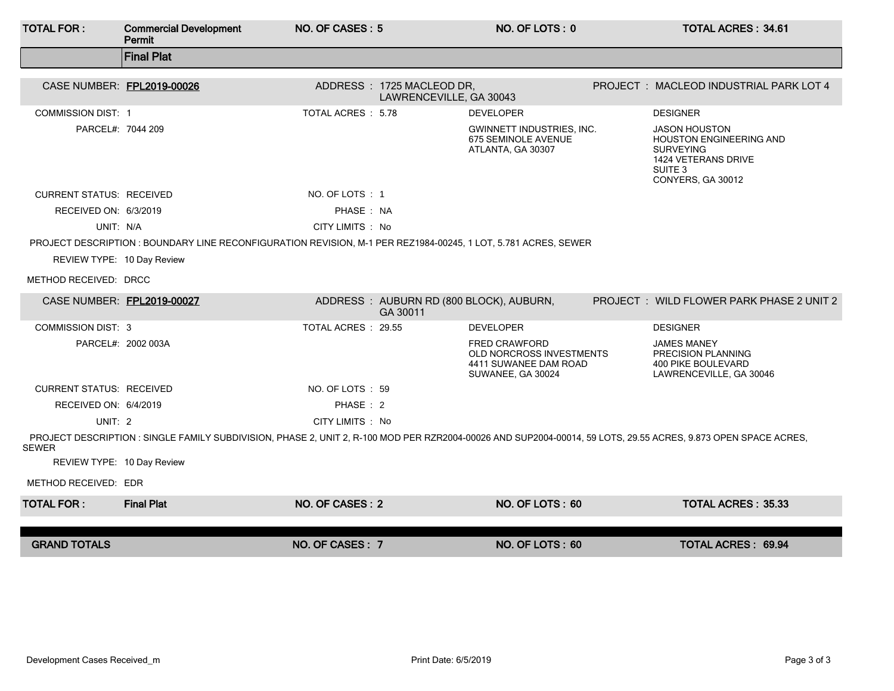| TOTAL FOR : | Commercial Development Permit | NO. OF CASES : 5 | NO. OF LOTS : 0 | TOTAL ACRES : 34.61 |
|---|---|---|---|---|

## Final Plat

**CASE NUMBER: FPL2019-00026**

ADDRESS : 1725 MACLEOD DR, LAWRENCEVILLE, GA 30043

PROJECT : MACLEOD INDUSTRIAL PARK LOT 4

COMMISSION DIST: 1

TOTAL ACRES : 5.78

PARCEL#: 7044 209

DEVELOPER: GWINNETT INDUSTRIES, INC.
675 SEMINOLE AVENUE
ATLANTA, GA 30307

DESIGNER: JASON HOUSTON
HOUSTON ENGINEERING AND SURVEYING
1424 VETERANS DRIVE
SUITE 3
CONYERS, GA 30012

CURRENT STATUS: RECEIVED

NO. OF LOTS : 1

RECEIVED ON: 6/3/2019

PHASE : NA

UNIT: N/A

CITY LIMITS : No

PROJECT DESCRIPTION : BOUNDARY LINE RECONFIGURATION REVISION, M-1 PER REZ1984-00245, 1 LOT, 5.781 ACRES, SEWER

REVIEW TYPE: 10 Day Review

METHOD RECEIVED: DRCC

**CASE NUMBER: FPL2019-00027**

ADDRESS : AUBURN RD (800 BLOCK), AUBURN, GA 30011

PROJECT : WILD FLOWER PARK PHASE 2 UNIT 2

COMMISSION DIST: 3

TOTAL ACRES : 29.55

PARCEL#: 2002 003A

DEVELOPER: FRED CRAWFORD
OLD NORCROSS INVESTMENTS
4411 SUWANEE DAM ROAD
SUWANEE, GA 30024

DESIGNER: JAMES MANEY
PRECISION PLANNING
400 PIKE BOULEVARD
LAWRENCEVILLE, GA 30046

CURRENT STATUS: RECEIVED

NO. OF LOTS : 59

RECEIVED ON: 6/4/2019

PHASE : 2

UNIT: 2

CITY LIMITS : No

PROJECT DESCRIPTION : SINGLE FAMILY SUBDIVISION, PHASE 2, UNIT 2, R-100 MOD PER RZR2004-00026 AND SUP2004-00014, 59 LOTS, 29.55 ACRES, 9.873 OPEN SPACE ACRES, SEWER

REVIEW TYPE: 10 Day Review

METHOD RECEIVED: EDR

| TOTAL FOR : | Final Plat | NO. OF CASES : 2 | NO. OF LOTS : 60 | TOTAL ACRES : 35.33 |
|---|---|---|---|---|

| GRAND TOTALS | NO. OF CASES : 7 | NO. OF LOTS : 60 | TOTAL ACRES : 69.94 |
|---|---|---|---|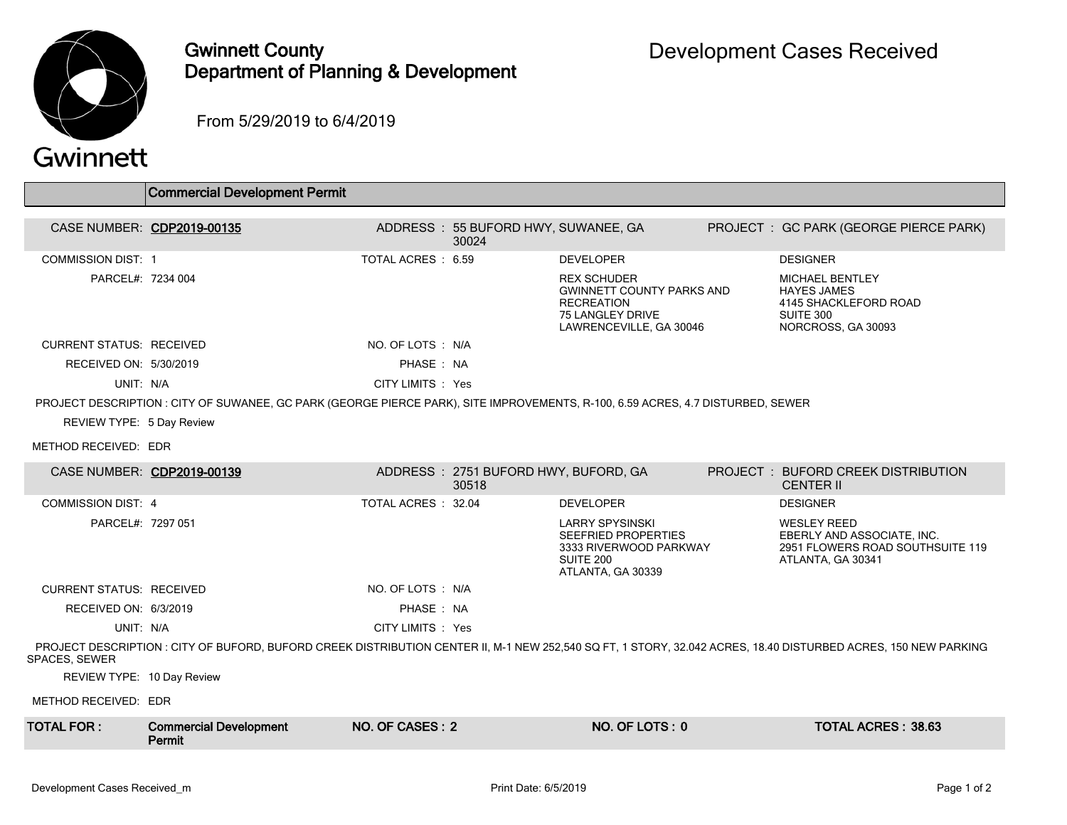# Gwinnett County Department of Planning & Development

# Development Cases Received

From 5/29/2019 to 6/4/2019

## Commercial Development Permit

**CASE NUMBER:** CDP2019-00135
**ADDRESS:** 55 BUFORD HWY, SUWANEE, GA 30024
**PROJECT:** GC PARK (GEORGE PIERCE PARK)

COMMISSION DIST: 1
TOTAL ACRES: 6.59
PARCEL#: 7234 004

**DEVELOPER**
REX SCHUDER
GWINNETT COUNTY PARKS AND RECREATION
75 LANGLEY DRIVE
LAWRENCEVILLE, GA 30046

**DESIGNER**
MICHAEL BENTLEY
HAYES JAMES
4145 SHACKLEFORD ROAD
SUITE 300
NORCROSS, GA 30093

CURRENT STATUS: RECEIVED
NO. OF LOTS: N/A
RECEIVED ON: 5/30/2019
PHASE: NA
UNIT: N/A
CITY LIMITS: Yes

PROJECT DESCRIPTION : CITY OF SUWANEE, GC PARK (GEORGE PIERCE PARK), SITE IMPROVEMENTS, R-100, 6.59 ACRES, 4.7 DISTURBED, SEWER

REVIEW TYPE: 5 Day Review

METHOD RECEIVED: EDR

---

**CASE NUMBER:** CDP2019-00139
**ADDRESS:** 2751 BUFORD HWY, BUFORD, GA 30518
**PROJECT:** BUFORD CREEK DISTRIBUTION CENTER II

COMMISSION DIST: 4
TOTAL ACRES: 32.04
PARCEL#: 7297 051

**DEVELOPER**
LARRY SPYSINSKI
SEEFRIED PROPERTIES
3333 RIVERWOOD PARKWAY
SUITE 200
ATLANTA, GA 30339

**DESIGNER**
WESLEY REED
EBERLY AND ASSOCIATE, INC.
2951 FLOWERS ROAD SOUTHSUITE 119
ATLANTA, GA 30341

CURRENT STATUS: RECEIVED
NO. OF LOTS: N/A
RECEIVED ON: 6/3/2019
PHASE: NA
UNIT: N/A
CITY LIMITS: Yes

PROJECT DESCRIPTION : CITY OF BUFORD, BUFORD CREEK DISTRIBUTION CENTER II, M-1 NEW 252,540 SQ FT, 1 STORY, 32.042 ACRES, 18.40 DISTURBED ACRES, 150 NEW PARKING SPACES, SEWER

REVIEW TYPE: 10 Day Review

METHOD RECEIVED: EDR

---

| TOTAL FOR : | Commercial Development Permit | NO. OF CASES : 2 | NO. OF LOTS : 0 | TOTAL ACRES : 38.63 |
|---|---|---|---|---|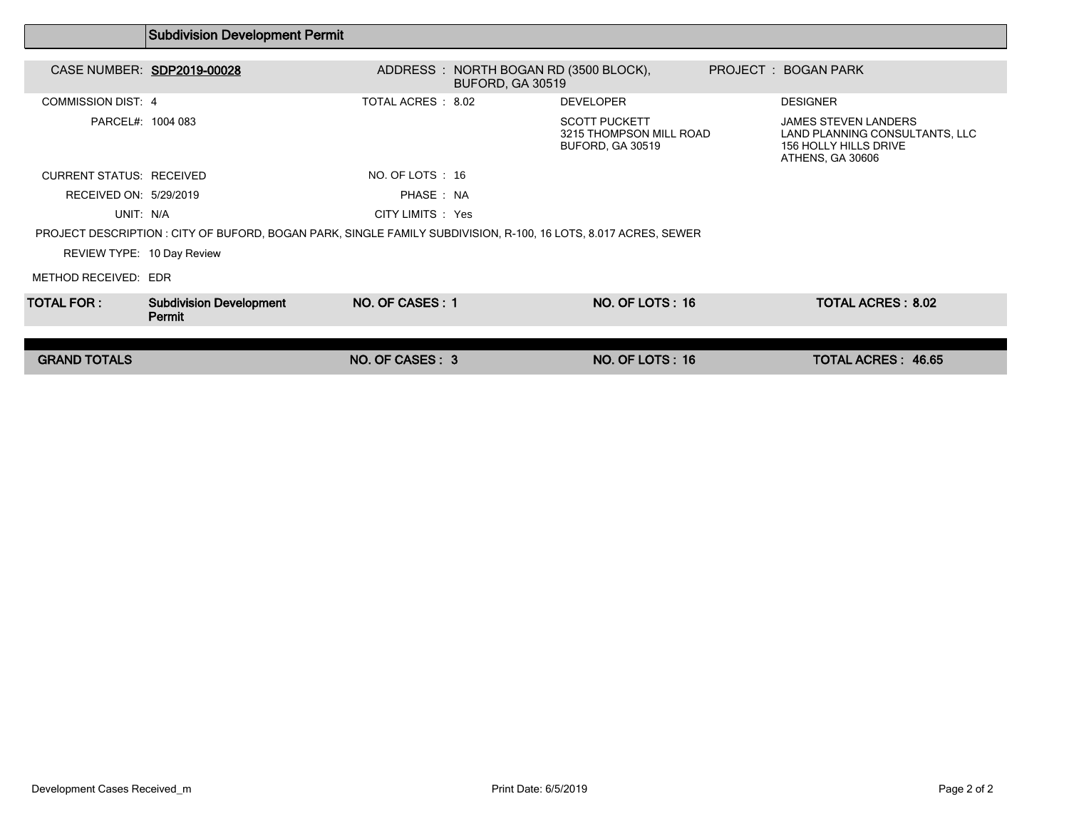## Subdivision Development Permit

| | | | | | |
|---|---|---|---|---|---|
| CASE NUMBER: | **SDP2019-00028** | ADDRESS : | NORTH BOGAN RD (3500 BLOCK), BUFORD, GA 30519 | PROJECT : | BOGAN PARK |
| COMMISSION DIST: | 4 | TOTAL ACRES : | 8.02 | DEVELOPER | DESIGNER |
| PARCEL#: | 1004 083 | | | SCOTT PUCKETT<br>3215 THOMPSON MILL ROAD<br>BUFORD, GA 30519 | JAMES STEVEN LANDERS<br>LAND PLANNING CONSULTANTS, LLC<br>156 HOLLY HILLS DRIVE<br>ATHENS, GA 30606 |
| CURRENT STATUS: | RECEIVED | NO. OF LOTS : | 16 | | |
| RECEIVED ON: | 5/29/2019 | PHASE : | NA | | |
| UNIT: | N/A | CITY LIMITS : | Yes | | |

PROJECT DESCRIPTION : CITY OF BUFORD, BOGAN PARK, SINGLE FAMILY SUBDIVISION, R-100, 16 LOTS, 8.017 ACRES, SEWER

REVIEW TYPE: 10 Day Review

METHOD RECEIVED: EDR

| | | | | |
|---|---|---|---|---|
| **TOTAL FOR :** | **Subdivision Development Permit** | **NO. OF CASES : 1** | **NO. OF LOTS : 16** | **TOTAL ACRES : 8.02** |
| **GRAND TOTALS** | | **NO. OF CASES : 3** | **NO. OF LOTS : 16** | **TOTAL ACRES : 46.65** |

Development Cases Received_m

Print Date: 6/5/2019